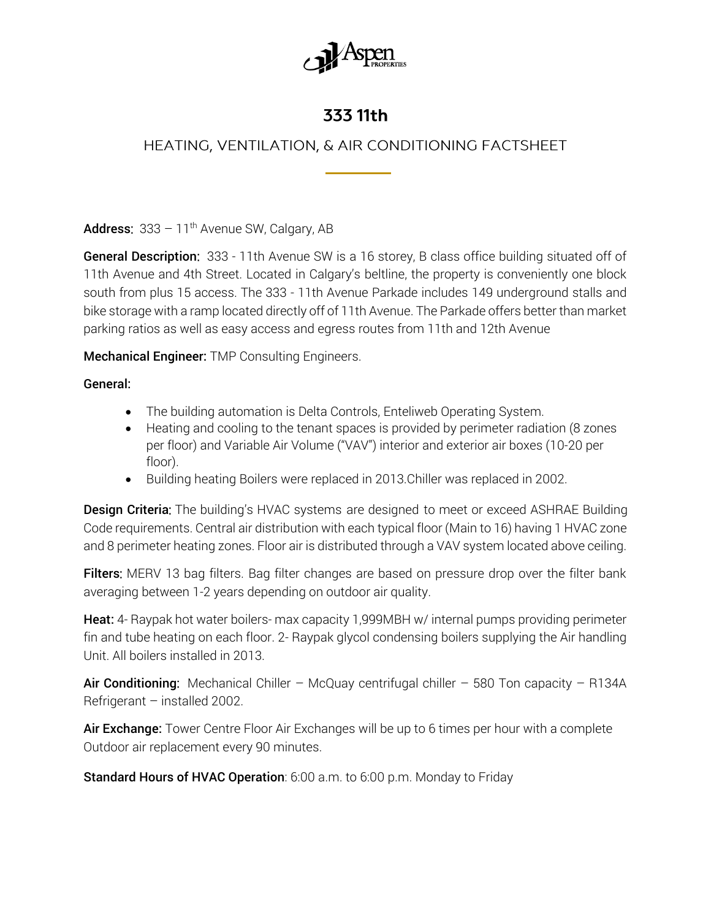# 333 11th

## HEATING, VENTILATION, & AIR CONDITIONING FACTSHEET

**Address**: 333 – 11th Avenue SW, Calgary, AB

**General Description**: 333 - 11th Avenue SW is a 16 storey, B class office building situated off of 11th Avenue and 4th Street. Located in Calgary's beltline, the property is conveniently one block south from plus 15 access. The 333 - 11th Avenue Parkade includes 149 underground stalls and bike storage with a ramp located directly off of 11th Avenue. The Parkade offers better than market parking ratios as well as easy access and egress routes from 11th and 12th Avenue

**Mechanical Engineer:** TMP Consulting Engineers.

**General:**

- The building automation is Delta Controls, Enteliweb Operating System.
- Heating and cooling to the tenant spaces is provided by perimeter radiation (8 zones per floor) and Variable Air Volume ("VAV") interior and exterior air boxes (10-20 per floor).
- Building heating Boilers were replaced in 2013.Chiller was replaced in 2002.

**Design Criteria**: The building's HVAC systems are designed to meet or exceed ASHRAE Building Code requirements. Central air distribution with each typical floor (Main to 16) having 1 HVAC zone and 8 perimeter heating zones. Floor air is distributed through a VAV system located above ceiling.

**Filters**: MERV 13 bag filters. Bag filter changes are based on pressure drop over the filter bank averaging between 1-2 years depending on outdoor air quality.

**Heat:** 4- Raypak hot water boilers- max capacity 1,999MBH w/ internal pumps providing perimeter fin and tube heating on each floor. 2- Raypak glycol condensing boilers supplying the Air handling Unit. All boilers installed in 2013.

**Air Conditioning:** Mechanical Chiller – McQuay centrifugal chiller – 580 Ton capacity – R134A Refrigerant – installed 2002.

**Air Exchange:** Tower Centre Floor Air Exchanges will be up to 6 times per hour with a complete Outdoor air replacement every 90 minutes.

**Standard Hours of HVAC Operation**: 6:00 a.m. to 6:00 p.m. Monday to Friday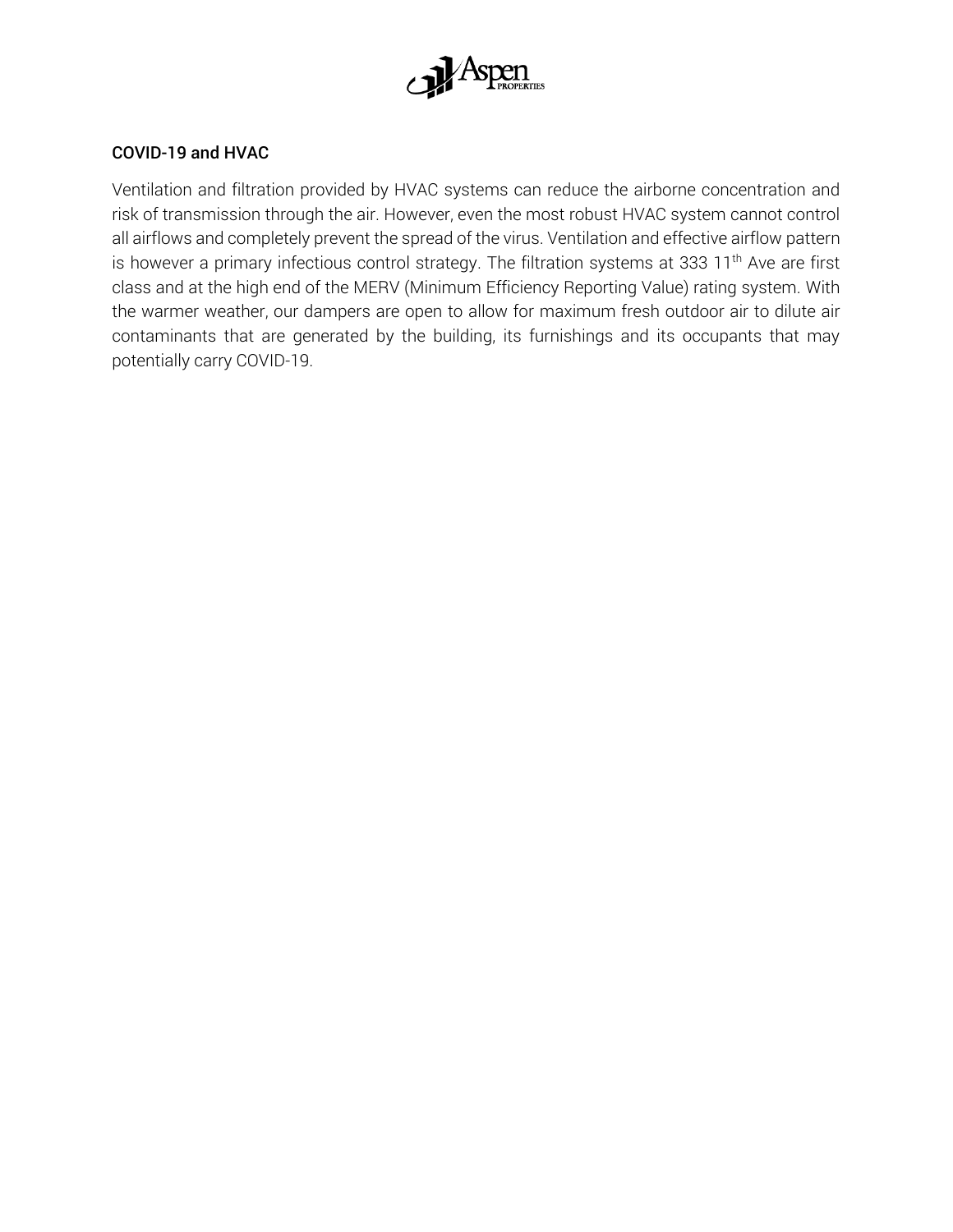## COVID-19 and HVAC

Ventilation and filtration provided by HVAC systems can reduce the airborne concentration and risk of transmission through the air. However, even the most robust HVAC system cannot control all airflows and completely prevent the spread of the virus. Ventilation and effective airflow pattern is however a primary infectious control strategy. The filtration systems at 333 11th Ave are first class and at the high end of the MERV (Minimum Efficiency Reporting Value) rating system. With the warmer weather, our dampers are open to allow for maximum fresh outdoor air to dilute air contaminants that are generated by the building, its furnishings and its occupants that may potentially carry COVID-19.